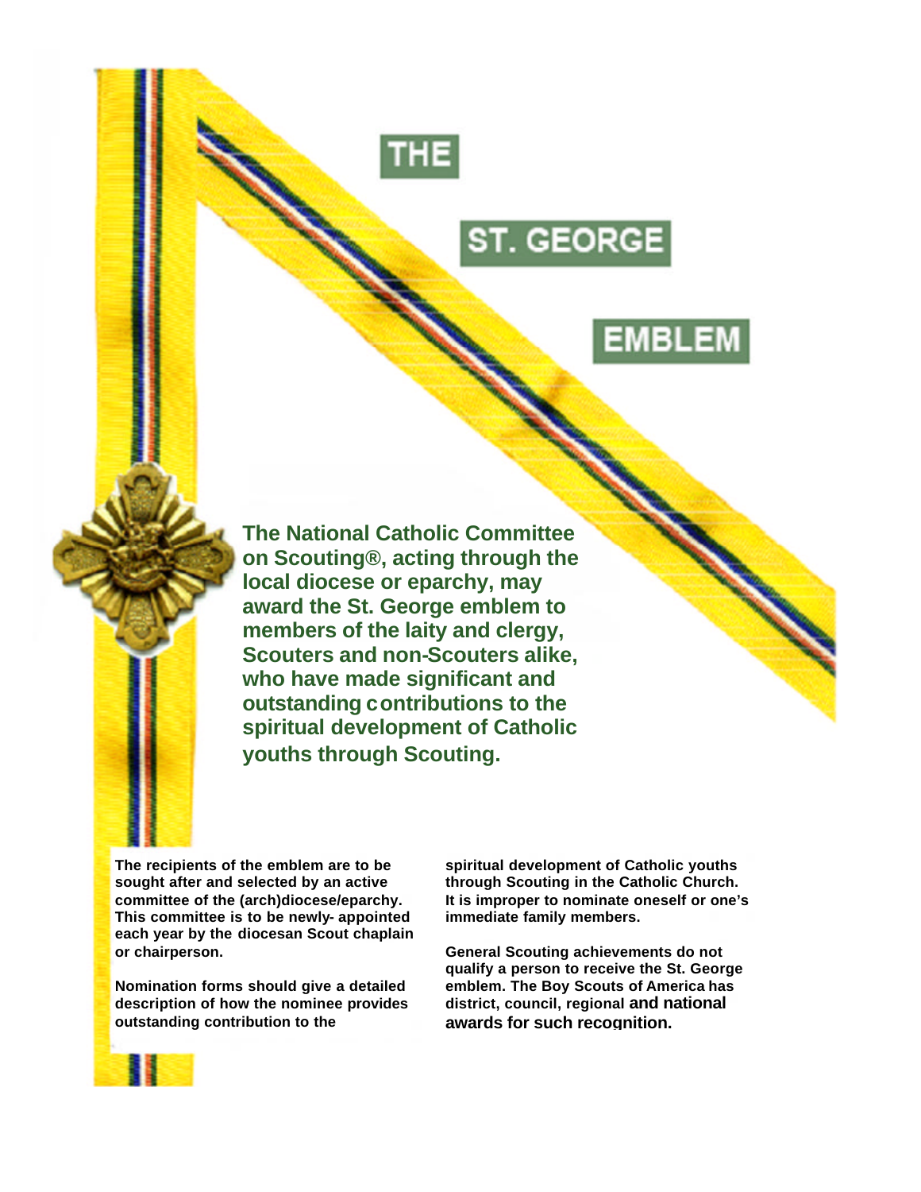# THE ST. GEORGE EMBLEM

**The National Catholic Committee on Scouting®, acting through the local diocese or eparchy, may award the St. George emblem to members of the laity and clergy, Scouters and non-Scouters alike, who have made significant and outstanding contributions to the spiritual development of Catholic youths through Scouting.**

**The recipients of the emblem are to be sought after and selected by an active committee of the (arch)diocese/eparchy. This committee is to be newly- appointed each year by the diocesan Scout chaplain or chairperson.**

**Nomination forms should give a detailed description of how the nominee provides outstanding contribution to the spiritual development of Catholic youths through Scouting in the Catholic Church. It is improper to nominate oneself or one's immediate family members.**

**General Scouting achievements do not qualify a person to receive the St. George emblem. The Boy Scouts of America has district, council, regional and national awards for such recognition.**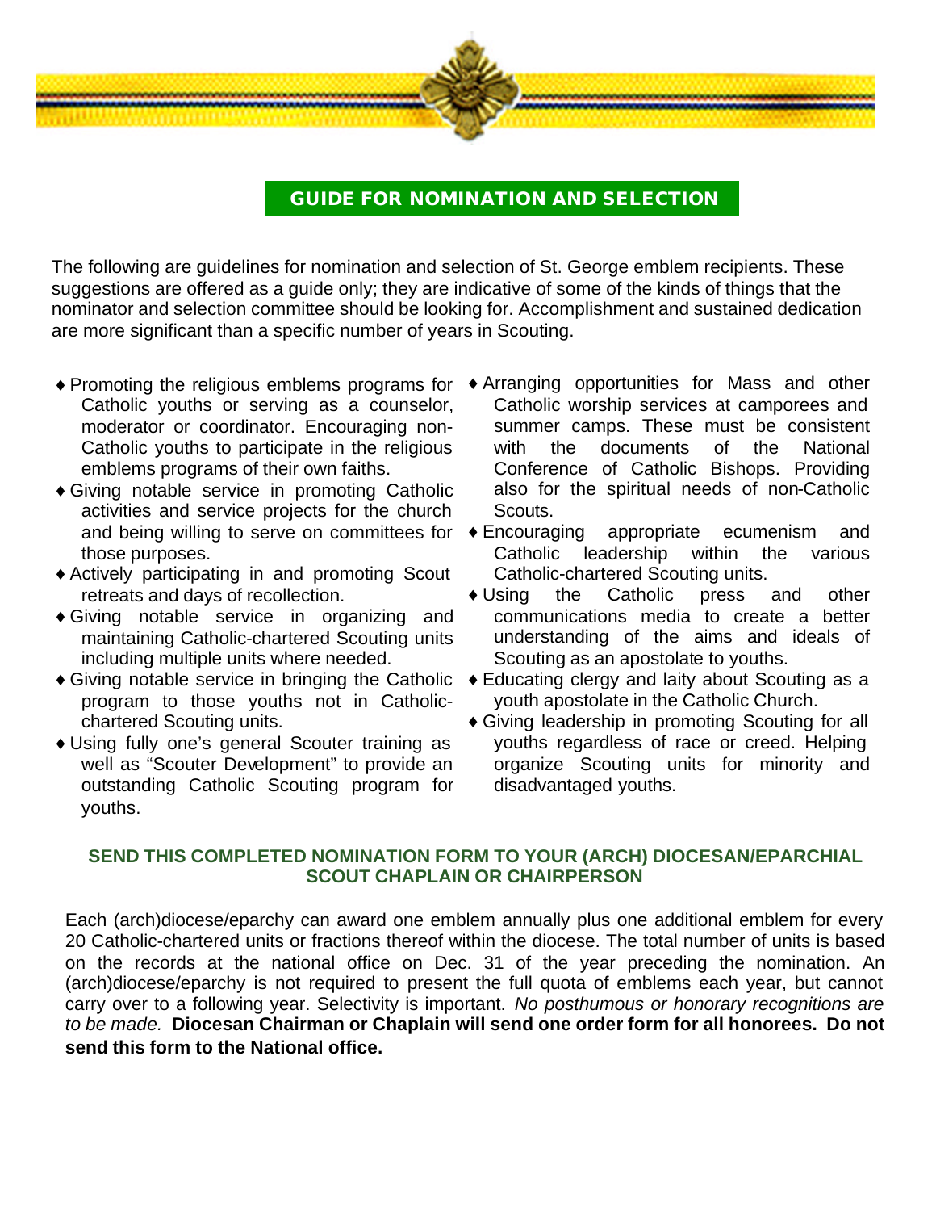## GUIDE FOR NOMINATION AND SELECTION

The following are guidelines for nomination and selection of St. George emblem recipients. These suggestions are offered as a guide only; they are indicative of some of the kinds of things that the nominator and selection committee should be looking for. Accomplishment and sustained dedication are more significant than a specific number of years in Scouting.

- Promoting the religious emblems programs for Catholic youths or serving as a counselor, moderator or coordinator. Encouraging non-Catholic youths to participate in the religious emblems programs of their own faiths.
- Giving notable service in promoting Catholic activities and service projects for the church and being willing to serve on committees for those purposes.
- Actively participating in and promoting Scout retreats and days of recollection.
- Giving notable service in organizing and maintaining Catholic-chartered Scouting units including multiple units where needed.
- Giving notable service in bringing the Catholic program to those youths not in Catholic-chartered Scouting units.
- Using fully one's general Scouter training as well as "Scouter Development" to provide an outstanding Catholic Scouting program for youths.
- Arranging opportunities for Mass and other Catholic worship services at camporees and summer camps. These must be consistent with the documents of the National Conference of Catholic Bishops. Providing also for the spiritual needs of non-Catholic Scouts.
- Encouraging appropriate ecumenism and Catholic leadership within the various Catholic-chartered Scouting units.
- Using the Catholic press and other communications media to create a better understanding of the aims and ideals of Scouting as an apostolate to youths.
- Educating clergy and laity about Scouting as a youth apostolate in the Catholic Church.
- Giving leadership in promoting Scouting for all youths regardless of race or creed. Helping organize Scouting units for minority and disadvantaged youths.

**SEND THIS COMPLETED NOMINATION FORM TO YOUR (ARCH) DIOCESAN/EPARCHIAL SCOUT CHAPLAIN OR CHAIRPERSON**

Each (arch)diocese/eparchy can award one emblem annually plus one additional emblem for every 20 Catholic-chartered units or fractions thereof within the diocese. The total number of units is based on the records at the national office on Dec. 31 of the year preceding the nomination. An (arch)diocese/eparchy is not required to present the full quota of emblems each year, but cannot carry over to a following year. Selectivity is important. *No posthumous or honorary recognitions are to be made.* **Diocesan Chairman or Chaplain will send one order form for all honorees. Do not send this form to the National office.**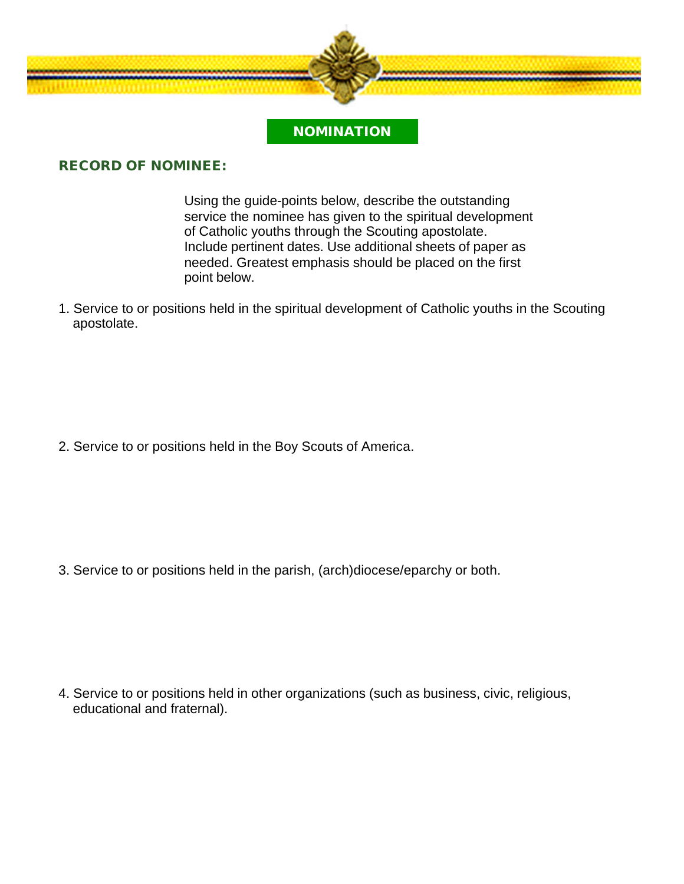## NOMINATION

### RECORD OF NOMINEE:

Using the guide-points below, describe the outstanding service the nominee has given to the spiritual development of Catholic youths through the Scouting apostolate. Include pertinent dates. Use additional sheets of paper as needed. Greatest emphasis should be placed on the first point below.

1. Service to or positions held in the spiritual development of Catholic youths in the Scouting apostolate.

2. Service to or positions held in the Boy Scouts of America.

3. Service to or positions held in the parish, (arch)diocese/eparchy or both.

4. Service to or positions held in other organizations (such as business, civic, religious, educational and fraternal).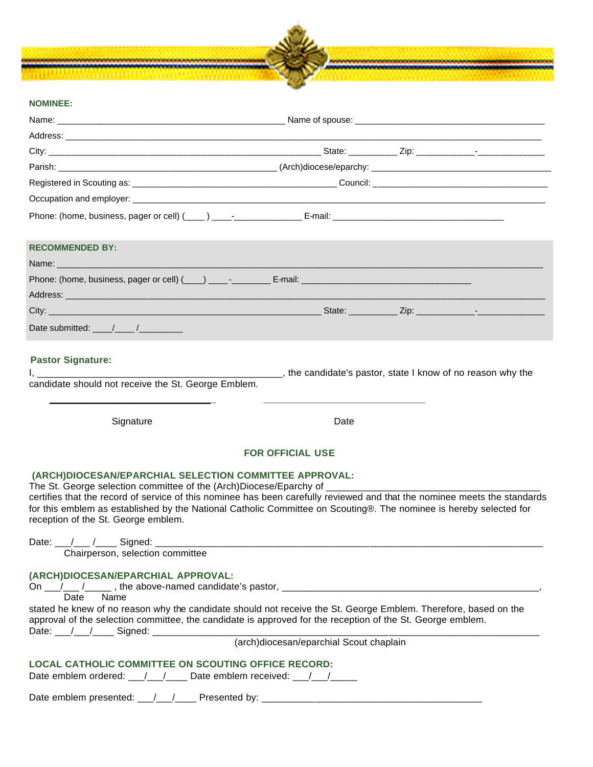**NOMINEE:**

Name: _______________________________________________ Name of spouse: _______________________________________

Address: _________________________________________________________________________________________________

City: _______________________________________________________ State: _________ Zip: ___________-_____________

Parish: _____________________________________________ (Arch)diocese/eparchy: _____________________________________

Registered in Scouting as: _________________________________________ Council: ____________________________________

Occupation and employer: ___________________________________________________________________________________

Phone: (home, business, pager or cell) (____ ) ____-_____________ E-mail: ___________________________________

**RECOMMENDED BY:**

Name: ___________________________________________________________________________________________________

Phone: (home, business, pager or cell) (____) ____-________ E-mail: ___________________________________

Address: _________________________________________________________________________________________________

City: _______________________________________________________ State: _________ Zip: ___________-_____________

Date submitted: ____/____ /_________

**Pastor Signature:**

I, _______________________________________________, the candidate's pastor, state I know of no reason why the candidate should not receive the St. George Emblem.

_________________________________ _________________________________

Signature Date

**FOR OFFICIAL USE**

**(ARCH)DIOCESAN/EPARCHIAL SELECTION COMMITTEE APPROVAL:**

The St. George selection committee of the (Arch)Diocese/Eparchy of _______________________________________ certifies that the record of service of this nominee has been carefully reviewed and that the nominee meets the standards for this emblem as established by the National Catholic Committee on Scouting®. The nominee is hereby selected for reception of the St. George emblem.

Date: ___/___ /____ Signed: _______________________________________________________________________________

Chairperson, selection committee

**(ARCH)DIOCESAN/EPARCHIAL APPROVAL:**

On ___/___ /_____ , the above-named candidate's pastor, _________________________________________________,

Date Name

stated he knew of no reason why the candidate should not receive the St. George Emblem. Therefore, based on the approval of the selection committee, the candidate is approved for the reception of the St. George emblem.

Date: ___/___/____ Signed: ________________________________________________________________________________

(arch)diocesan/eparchial Scout chaplain

**LOCAL CATHOLIC COMMITTEE ON SCOUTING OFFICE RECORD:**

Date emblem ordered: ___/___/____ Date emblem received: ___/___/_____

Date emblem presented: ___/___/____ Presented by: ___________________________________________